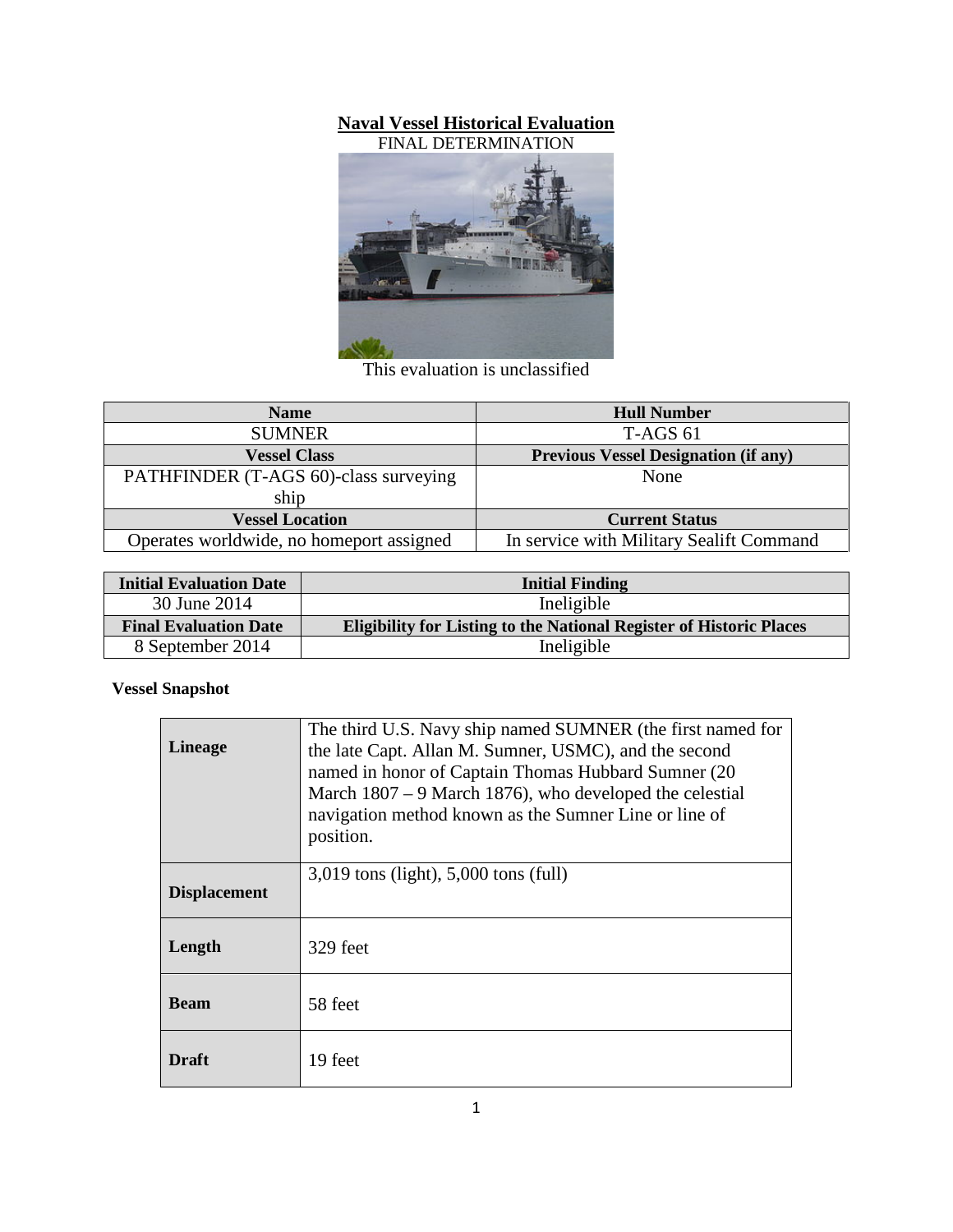# Naval Vessel Historical Evaluation

FINAL DETERMINATION

This evaluation is unclassified

| Name | Hull Number |
|---|---|
| SUMNER | T-AGS 61 |
| **Vessel Class** | **Previous Vessel Designation (if any)** |
| PATHFINDER (T-AGS 60)-class surveying ship | None |
| **Vessel Location** | **Current Status** |
| Operates worldwide, no homeport assigned | In service with Military Sealift Command |

| Initial Evaluation Date | Initial Finding |
|---|---|
| 30 June 2014 | Ineligible |
| **Final Evaluation Date** | **Eligibility for Listing to the National Register of Historic Places** |
| 8 September 2014 | Ineligible |

**Vessel Snapshot**

| | |
|---|---|
| **Lineage** | The third U.S. Navy ship named SUMNER (the first named for the late Capt. Allan M. Sumner, USMC), and the second named in honor of Captain Thomas Hubbard Sumner (20 March 1807 – 9 March 1876), who developed the celestial navigation method known as the Sumner Line or line of position. |
| **Displacement** | 3,019 tons (light), 5,000 tons (full) |
| **Length** | 329 feet |
| **Beam** | 58 feet |
| **Draft** | 19 feet |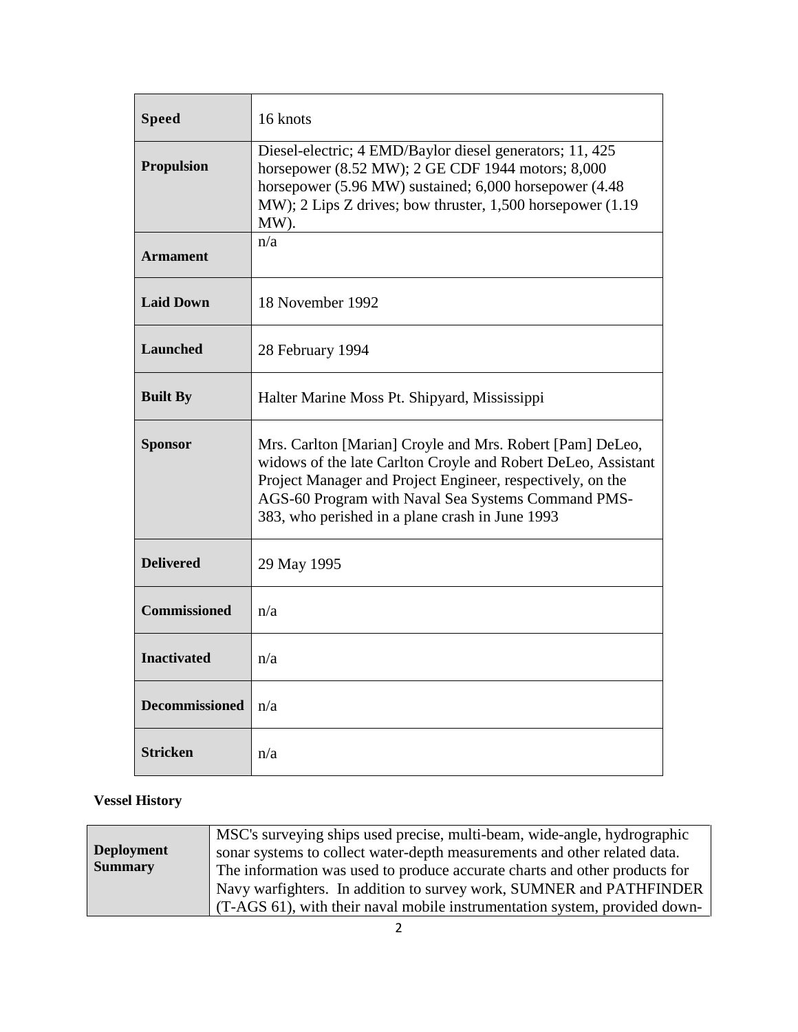| | |
|---|---|
| **Speed** | 16 knots |
| **Propulsion** | Diesel-electric; 4 EMD/Baylor diesel generators; 11, 425 horsepower (8.52 MW); 2 GE CDF 1944 motors; 8,000 horsepower (5.96 MW) sustained; 6,000 horsepower (4.48 MW); 2 Lips Z drives; bow thruster, 1,500 horsepower (1.19 MW). |
| **Armament** | n/a |
| **Laid Down** | 18 November 1992 |
| **Launched** | 28 February 1994 |
| **Built By** | Halter Marine Moss Pt. Shipyard, Mississippi |
| **Sponsor** | Mrs. Carlton [Marian] Croyle and Mrs. Robert [Pam] DeLeo, widows of the late Carlton Croyle and Robert DeLeo, Assistant Project Manager and Project Engineer, respectively, on the AGS-60 Program with Naval Sea Systems Command PMS-383, who perished in a plane crash in June 1993 |
| **Delivered** | 29 May 1995 |
| **Commissioned** | n/a |
| **Inactivated** | n/a |
| **Decommissioned** | n/a |
| **Stricken** | n/a |

**Vessel History**

| | |
|---|---|
| **Deployment Summary** | MSC's surveying ships used precise, multi-beam, wide-angle, hydrographic sonar systems to collect water-depth measurements and other related data. The information was used to produce accurate charts and other products for Navy warfighters. In addition to survey work, SUMNER and PATHFINDER (T-AGS 61), with their naval mobile instrumentation system, provided down- |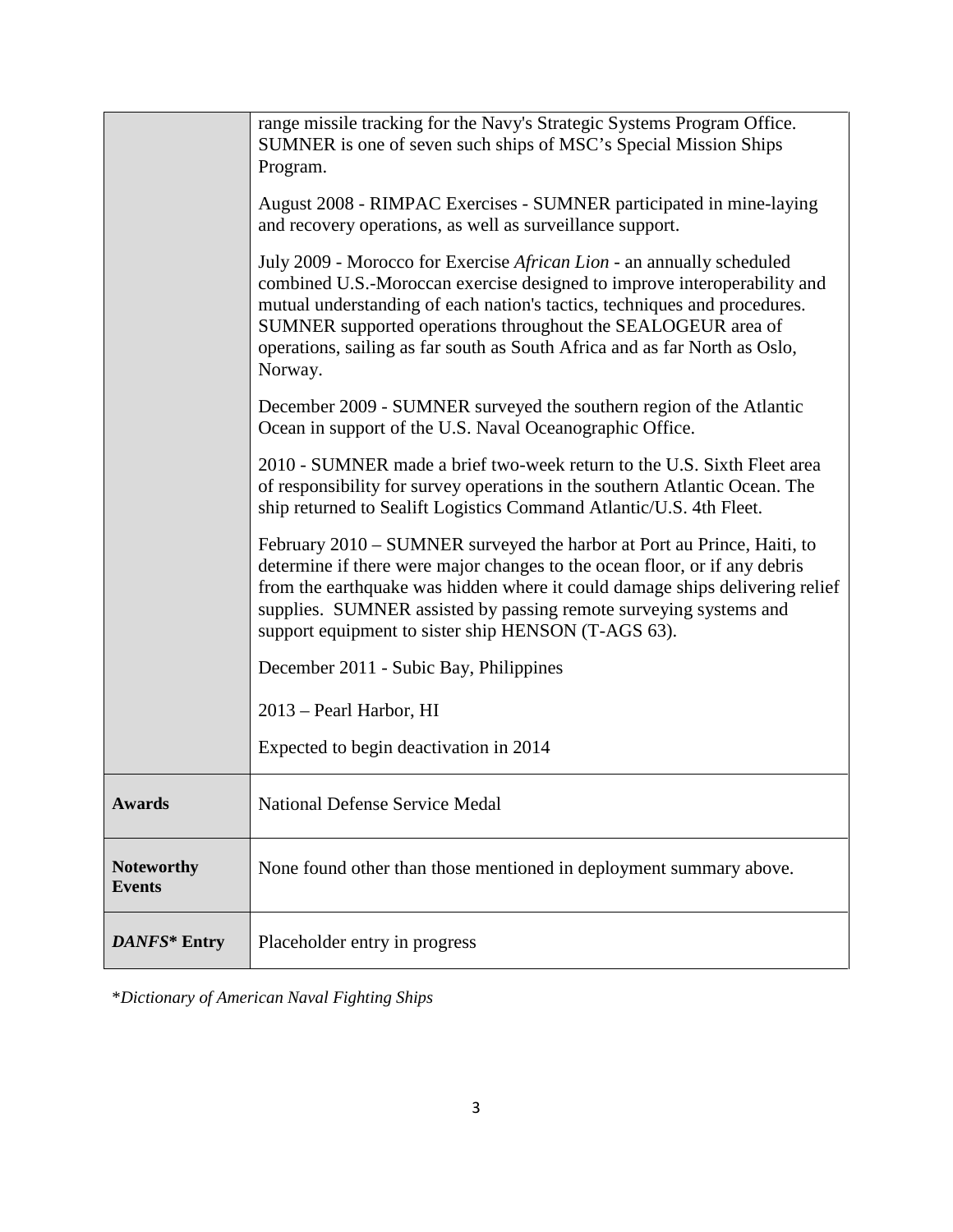| | |
|---|---|
| | range missile tracking for the Navy's Strategic Systems Program Office. SUMNER is one of seven such ships of MSC's Special Mission Ships Program.<br><br>August 2008 - RIMPAC Exercises - SUMNER participated in mine-laying and recovery operations, as well as surveillance support.<br><br>July 2009 - Morocco for Exercise *African Lion* - an annually scheduled combined U.S.-Moroccan exercise designed to improve interoperability and mutual understanding of each nation's tactics, techniques and procedures. SUMNER supported operations throughout the SEALOGEUR area of operations, sailing as far south as South Africa and as far North as Oslo, Norway.<br><br>December 2009 - SUMNER surveyed the southern region of the Atlantic Ocean in support of the U.S. Naval Oceanographic Office.<br><br>2010 - SUMNER made a brief two-week return to the U.S. Sixth Fleet area of responsibility for survey operations in the southern Atlantic Ocean. The ship returned to Sealift Logistics Command Atlantic/U.S. 4th Fleet.<br><br>February 2010 – SUMNER surveyed the harbor at Port au Prince, Haiti, to determine if there were major changes to the ocean floor, or if any debris from the earthquake was hidden where it could damage ships delivering relief supplies. SUMNER assisted by passing remote surveying systems and support equipment to sister ship HENSON (T-AGS 63).<br><br>December 2011 - Subic Bay, Philippines<br><br>2013 – Pearl Harbor, HI<br><br>Expected to begin deactivation in 2014 |
| **Awards** | National Defense Service Medal |
| **Noteworthy Events** | None found other than those mentioned in deployment summary above. |
| ***DANFS*\* Entry** | Placeholder entry in progress |

\**Dictionary of American Naval Fighting Ships*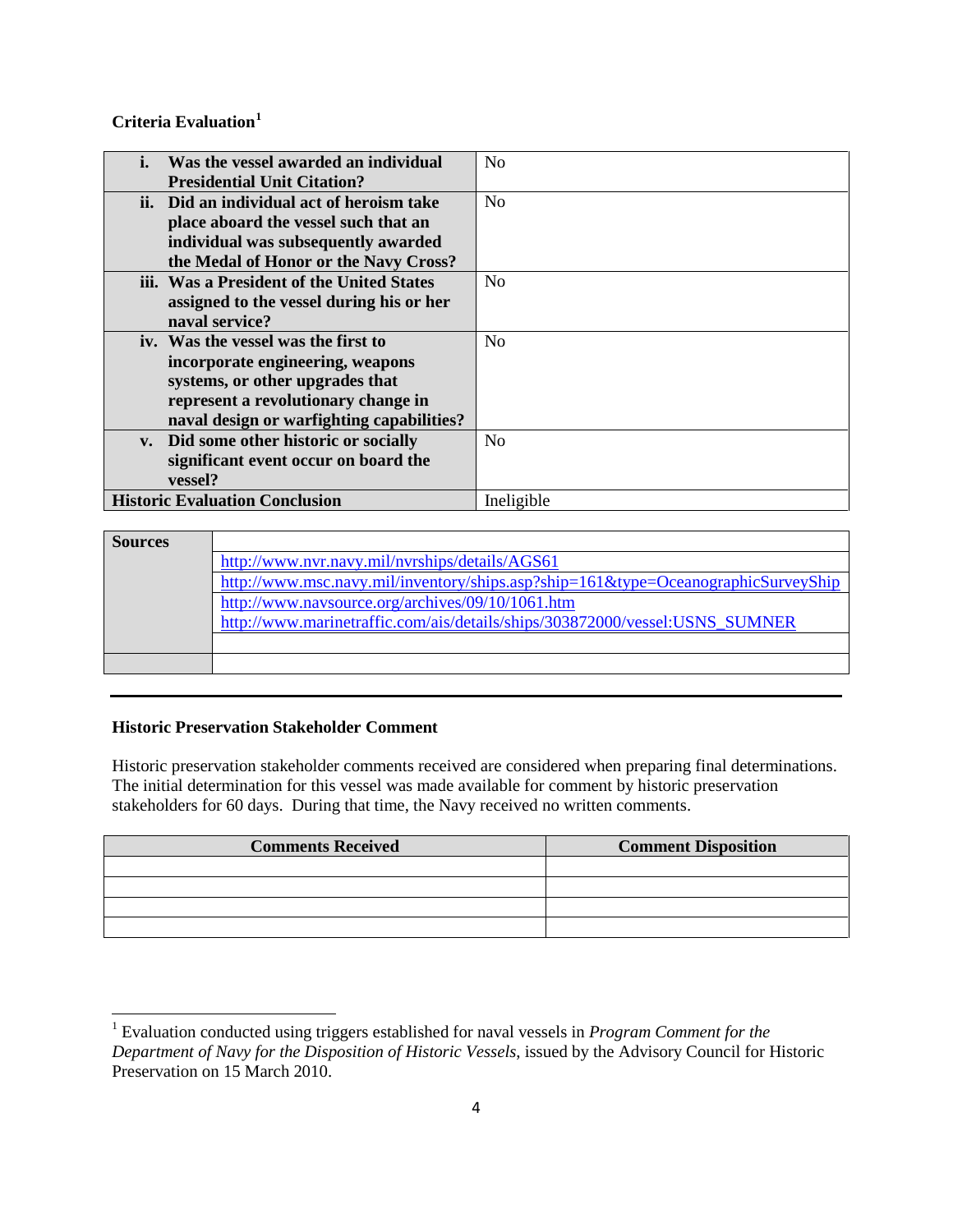### Criteria Evaluation[1]

| | |
|---|---|
| **i. Was the vessel awarded an individual Presidential Unit Citation?** | No |
| **ii. Did an individual act of heroism take place aboard the vessel such that an individual was subsequently awarded the Medal of Honor or the Navy Cross?** | No |
| **iii. Was a President of the United States assigned to the vessel during his or her naval service?** | No |
| **iv. Was the vessel was the first to incorporate engineering, weapons systems, or other upgrades that represent a revolutionary change in naval design or warfighting capabilities?** | No |
| **v. Did some other historic or socially significant event occur on board the vessel?** | No |
| **Historic Evaluation Conclusion** | Ineligible |

| **Sources** | |
|---|---|
| | http://www.nvr.navy.mil/nvrships/details/AGS61 |
| | http://www.msc.navy.mil/inventory/ships.asp?ship=161&type=OceanographicSurveyShip |
| | http://www.navsource.org/archives/09/10/1061.htm<br>http://www.marinetraffic.com/ais/details/ships/303872000/vessel:USNS_SUMNER |
| | |
| | |

---

### Historic Preservation Stakeholder Comment

Historic preservation stakeholder comments received are considered when preparing final determinations. The initial determination for this vessel was made available for comment by historic preservation stakeholders for 60 days. During that time, the Navy received no written comments.

| Comments Received | Comment Disposition |
|---|---|
| | |
| | |
| | |
| | |

[1] Evaluation conducted using triggers established for naval vessels in *Program Comment for the Department of Navy for the Disposition of Historic Vessels*, issued by the Advisory Council for Historic Preservation on 15 March 2010.